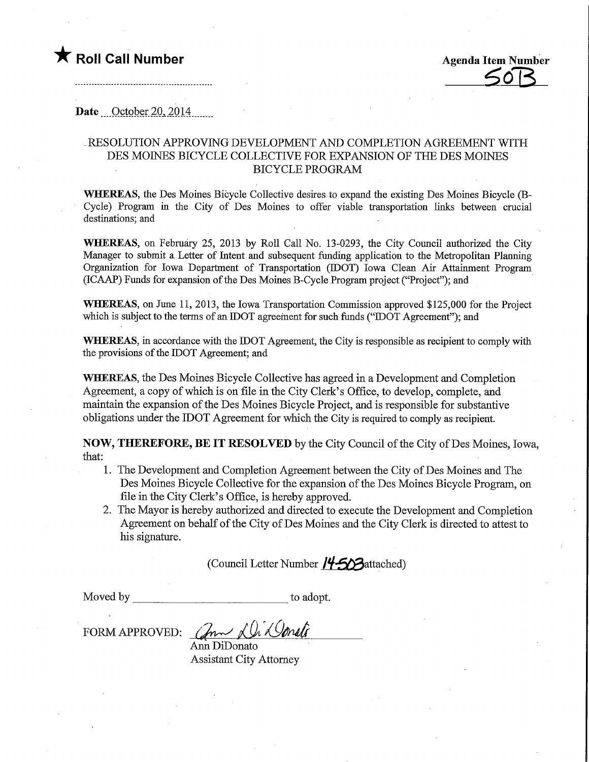★ **Roll Call Number**

**Agenda Item Number**
50B

**Date** October 20, 2014

RESOLUTION APPROVING DEVELOPMENT AND COMPLETION AGREEMENT WITH DES MOINES BICYCLE COLLECTIVE FOR EXPANSION OF THE DES MOINES BICYCLE PROGRAM

**WHEREAS**, the Des Moines Bicycle Collective desires to expand the existing Des Moines Bicycle (B-Cycle) Program in the City of Des Moines to offer viable transportation links between crucial destinations; and

**WHEREAS**, on February 25, 2013 by Roll Call No. 13-0293, the City Council authorized the City Manager to submit a Letter of Intent and subsequent funding application to the Metropolitan Planning Organization for Iowa Department of Transportation (IDOT) Iowa Clean Air Attainment Program (ICAAP) Funds for expansion of the Des Moines B-Cycle Program project ("Project"); and

**WHEREAS**, on June 11, 2013, the Iowa Transportation Commission approved $125,000 for the Project which is subject to the terms of an IDOT agreement for such funds ("IDOT Agreement"); and

**WHEREAS**, in accordance with the IDOT Agreement, the City is responsible as recipient to comply with the provisions of the IDOT Agreement; and

**WHEREAS**, the Des Moines Bicycle Collective has agreed in a Development and Completion Agreement, a copy of which is on file in the City Clerk's Office, to develop, complete, and maintain the expansion of the Des Moines Bicycle Project, and is responsible for substantive obligations under the IDOT Agreement for which the City is required to comply as recipient.

**NOW, THEREFORE, BE IT RESOLVED** by the City Council of the City of Des Moines, Iowa, that:

1. The Development and Completion Agreement between the City of Des Moines and The Des Moines Bicycle Collective for the expansion of the Des Moines Bicycle Program, on file in the City Clerk's Office, is hereby approved.
2. The Mayor is hereby authorized and directed to execute the Development and Completion Agreement on behalf of the City of Des Moines and the City Clerk is directed to attest to his signature.

(Council Letter Number 14-503 attached)

Moved by ____________________ to adopt.

FORM APPROVED: Ann DiDonato

Ann DiDonato
Assistant City Attorney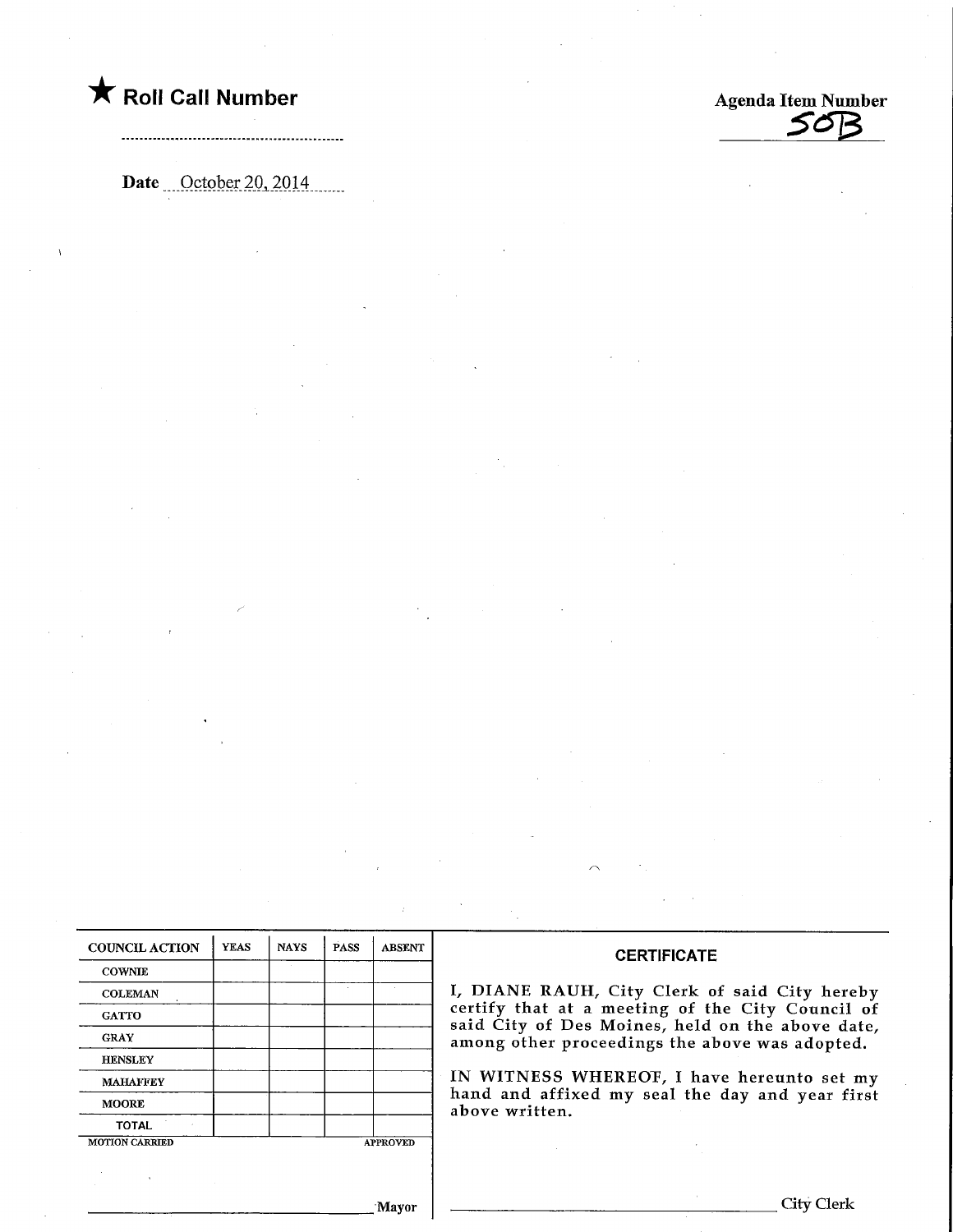★ **Roll Call Number**

..................................................

**Date** October 20, 2014

**Agenda Item Number**

50B

| COUNCIL ACTION | YEAS | NAYS | PASS | ABSENT |
|---|---|---|---|---|
| COWNIE | | | | |
| COLEMAN | | | | |
| GATTO | | | | |
| GRAY | | | | |
| HENSLEY | | | | |
| MAHAFFEY | | | | |
| MOORE | | | | |
| TOTAL | | | | |

MOTION CARRIED APPROVED

______________________________ Mayor

**CERTIFICATE**

I, DIANE RAUH, City Clerk of said City hereby certify that at a meeting of the City Council of said City of Des Moines, held on the above date, among other proceedings the above was adopted.

IN WITNESS WHEREOF, I have hereunto set my hand and affixed my seal the day and year first above written.

______________________________ City Clerk